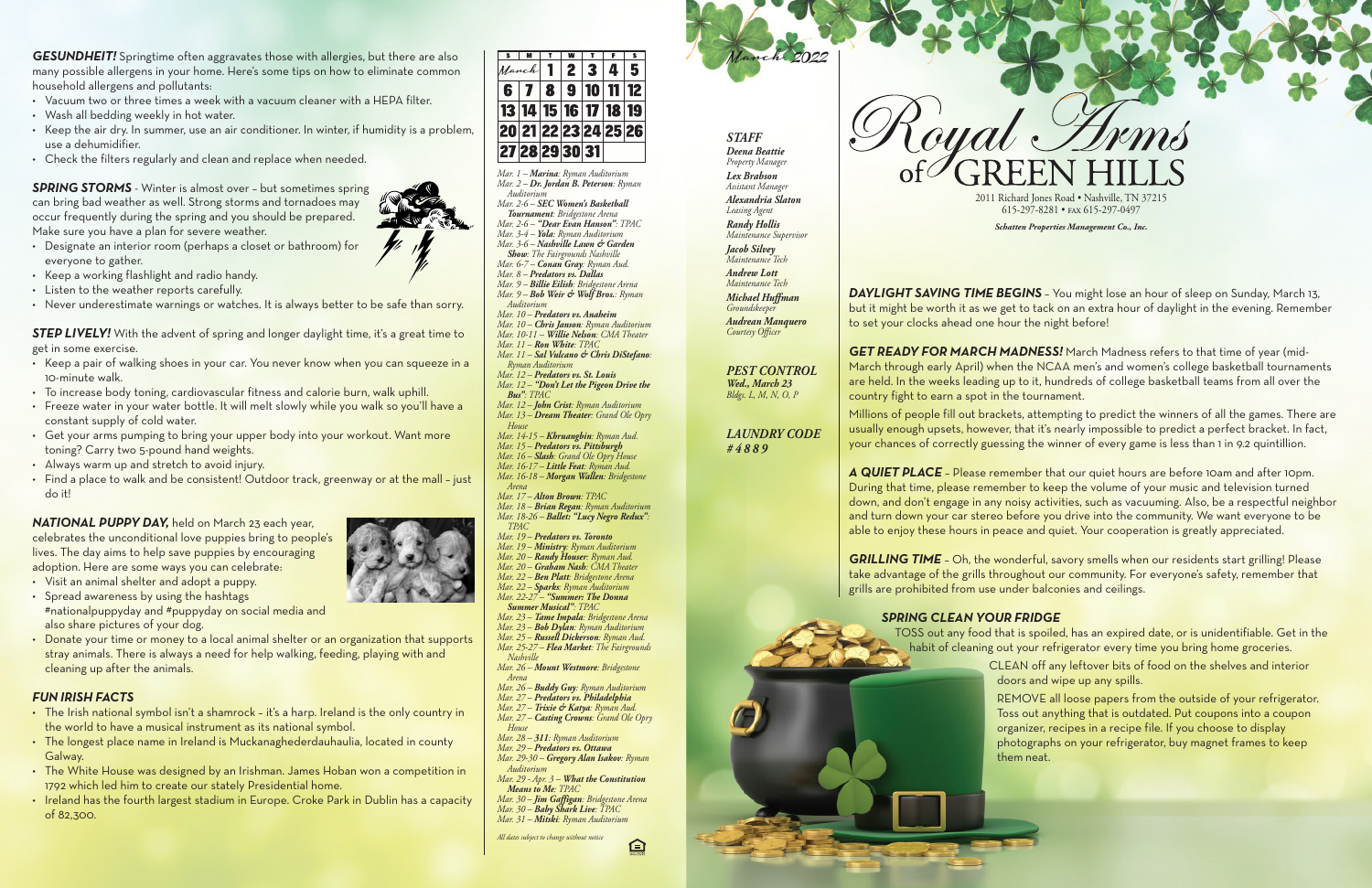**GESUNDHEIT!** Springtime often aggravates those with allergies, but there are also many possible allergens in your home. Here's some tips on how to eliminate common household allergens and pollutants:

- Vacuum two or three times a week with a vacuum cleaner with a HEPA filter.
- Wash all bedding weekly in hot water.
- Keep the air dry. In summer, use an air conditioner. In winter, if humidity is a problem, use a dehumidifier.
- Check the filters regularly and clean and replace when needed.

**SPRING STORMS** - Winter is almost over – but sometimes spring can bring bad weather as well. Strong storms and tornadoes may occur frequently during the spring and you should be prepared. Make sure you have a plan for severe weather.

- Designate an interior room (perhaps a closet or bathroom) for everyone to gather.
- Keep a working flashlight and radio handy.
- Listen to the weather reports carefully.
- Never underestimate warnings or watches. It is always better to be safe than sorry.

**STEP LIVELY!** With the advent of spring and longer daylight time, it's a great time to get in some exercise.

- Keep a pair of walking shoes in your car. You never know when you can squeeze in a 10-minute walk.
- To increase body toning, cardiovascular fitness and calorie burn, walk uphill.
- Freeze water in your water bottle. It will melt slowly while you walk so you'll have a constant supply of cold water.
- Get your arms pumping to bring your upper body into your workout. Want more toning? Carry two 5-pound hand weights.
- Always warm up and stretch to avoid injury.
- Find a place to walk and be consistent! Outdoor track, greenway or at the mall – just do it!

**NATIONAL PUPPY DAY,** held on March 23 each year, celebrates the unconditional love puppies bring to people's lives. The day aims to help save puppies by encouraging adoption. Here are some ways you can celebrate:

- Visit an animal shelter and adopt a puppy.
- Spread awareness by using the hashtags #nationalpuppyday and #puppyday on social media and also share pictures of your dog.
- Donate your time or money to a local animal shelter or an organization that supports stray animals. There is always a need for help walking, feeding, playing with and cleaning up after the animals.

## FUN IRISH FACTS

- The Irish national symbol isn't a shamrock – it's a harp. Ireland is the only country in the world to have a musical instrument as its national symbol.
- The longest place name in Ireland is Muckanaghederdauhaulia, located in county Galway.
- The White House was designed by an Irishman. James Hoban won a competition in 1792 which led him to create our stately Presidential home.
- Ireland has the fourth largest stadium in Europe. Croke Park in Dublin has a capacity of 82,300.

| S | M | T | W | T | F | S |
|---|---|---|---|---|---|---|
| March | | 1 | 2 | 3 | 4 | 5 |
| 6 | 7 | 8 | 9 | 10 | 11 | 12 |
| 13 | 14 | 15 | 16 | 17 | 18 | 19 |
| 20 | 21 | 22 | 23 | 24 | 25 | 26 |
| 27 | 28 | 29 | 30 | 31 | | |

*Mar. 1 – **Marina**: Ryman Auditorium*
*Mar. 2 – **Dr. Jordan B. Peterson**: Ryman Auditorium*
*Mar. 2-6 – **SEC Women's Basketball Tournament**: Bridgestone Arena*
*Mar. 2-6 – **"Dear Evan Hanson"**: TPAC*
*Mar. 3-4 – **Yola**: Ryman Auditorium*
*Mar. 3-6 – **Nashville Lawn & Garden Show**: The Fairgrounds Nashville*
*Mar. 6-7 – **Conan Gray**: Ryman Aud.*
*Mar. 8 – **Predators vs. Dallas***
*Mar. 9 – **Billie Eilish**: Bridgestone Arena*
*Mar. 9 – **Bob Weir & Wolf Bros.**: Ryman Auditorium*
*Mar. 10 – **Predators vs. Anaheim***
*Mar. 10 – **Chris Janson**: Ryman Auditorium*
*Mar. 10-11 – **Willie Nelson**: CMA Theater*
*Mar. 11 – **Ron White**: TPAC*
*Mar. 11 – **Sal Vulcano & Chris DiStefano**: Ryman Auditorium*
*Mar. 12 – **Predators vs. St. Louis***
*Mar. 12 – **"Don't Let the Pigeon Drive the Bus"**: TPAC*
*Mar. 12 – **John Crist**: Ryman Auditorium*
*Mar. 13 – **Dream Theater**: Grand Ole Opry House*
*Mar. 14-15 – **Khruangbin**: Ryman Aud.*
*Mar. 15 – **Predators vs. Pittsburgh***
*Mar. 16 – **Slash**: Grand Ole Opry House*
*Mar. 16-17 – **Little Feat**: Ryman Aud.*
*Mar. 16-18 – **Morgan Wallen**: Bridgestone Arena*
*Mar. 17 – **Alton Brown**: TPAC*
*Mar. 18 – **Brian Regan**: Ryman Auditorium*
*Mar. 18-26 – **Ballet: "Lucy Negro Redux"**: TPAC*
*Mar. 19 – **Predators vs. Toronto***
*Mar. 19 – **Ministry**: Ryman Auditorium*
*Mar. 20 – **Randy Houser**: Ryman Aud.*
*Mar. 20 – **Graham Nash**: CMA Theater*
*Mar. 22 – **Ben Platt**: Bridgestone Arena*
*Mar. 22 – **Sparks**: Ryman Auditorium*
*Mar. 22-27 – **"Summer: The Donna Summer Musical"**: TPAC*
*Mar. 23 – **Tame Impala**: Bridgestone Arena*
*Mar. 23 – **Bob Dylan**: Ryman Auditorium*
*Mar. 25 – **Russell Dickerson**: Ryman Aud.*
*Mar. 25-27 – **Flea Market**: The Fairgrounds Nashville*
*Mar. 26 – **Mount Westmore**: Bridgestone Arena*
*Mar. 26 – **Buddy Guy**: Ryman Auditorium*
*Mar. 27 – **Predators vs. Philadelphia***
*Mar. 27 – **Trixie & Katya**: Ryman Aud.*
*Mar. 27 – **Casting Crowns**: Grand Ole Opry House*
*Mar. 28 – **311**: Ryman Auditorium*
*Mar. 29 – **Predators vs. Ottawa***
*Mar. 29-30 – **Gregory Alan Isakov**: Ryman Auditorium*
*Mar. 29 - Apr. 3 – **What the Constitution Means to Me**: TPAC*
*Mar. 30 – **Jim Gaffigan**: Bridgestone Arena*
*Mar. 30 – **Baby Shark Live**: TPAC*
*Mar. 31 – **Mitski**: Ryman Auditorium*

*All dates subject to change without notice*

*March 2022*

# Royal Arms of GREEN HILLS

2011 Richard Jones Road • Nashville, TN 37215
615-297-8281 • FAX 615-297-0497

***Schatten Properties Management Co., Inc.***

***STAFF***

***Deena Beattie***
*Property Manager*

***Lex Brabson***
*Assistant Manager*

***Alexandria Slaton***
*Leasing Agent*

***Randy Hollis***
*Maintenance Supervisor*

***Jacob Silvey***
*Maintenance Tech*

***Andrew Lott***
*Maintenance Tech*

***Michael Huffman***
*Groundskeeper*

***Audrean Manquero***
*Courtesy Officer*

***PEST CONTROL***
***Wed., March 23***
*Bldgs. L, M, N, O, P*

***LAUNDRY CODE***
***#4889***

**DAYLIGHT SAVING TIME BEGINS** – You might lose an hour of sleep on Sunday, March 13, but it might be worth it as we get to tack on an extra hour of daylight in the evening. Remember to set your clocks ahead one hour the night before!

**GET READY FOR MARCH MADNESS!** March Madness refers to that time of year (mid-March through early April) when the NCAA men's and women's college basketball tournaments are held. In the weeks leading up to it, hundreds of college basketball teams from all over the country fight to earn a spot in the tournament.

Millions of people fill out brackets, attempting to predict the winners of all the games. There are usually enough upsets, however, that it's nearly impossible to predict a perfect bracket. In fact, your chances of correctly guessing the winner of every game is less than 1 in 9.2 quintillion.

**A QUIET PLACE** – Please remember that our quiet hours are before 10am and after 10pm. During that time, please remember to keep the volume of your music and television turned down, and don't engage in any noisy activities, such as vacuuming. Also, be a respectful neighbor and turn down your car stereo before you drive into the community. We want everyone to be able to enjoy these hours in peace and quiet. Your cooperation is greatly appreciated.

**GRILLING TIME** – Oh, the wonderful, savory smells when our residents start grilling! Please take advantage of the grills throughout our community. For everyone's safety, remember that grills are prohibited from use under balconies and ceilings.

## SPRING CLEAN YOUR FRIDGE

TOSS out any food that is spoiled, has an expired date, or is unidentifiable. Get in the habit of cleaning out your refrigerator every time you bring home groceries.

CLEAN off any leftover bits of food on the shelves and interior doors and wipe up any spills.

REMOVE all loose papers from the outside of your refrigerator. Toss out anything that is outdated. Put coupons into a coupon organizer, recipes in a recipe file. If you choose to display photographs on your refrigerator, buy magnet frames to keep them neat.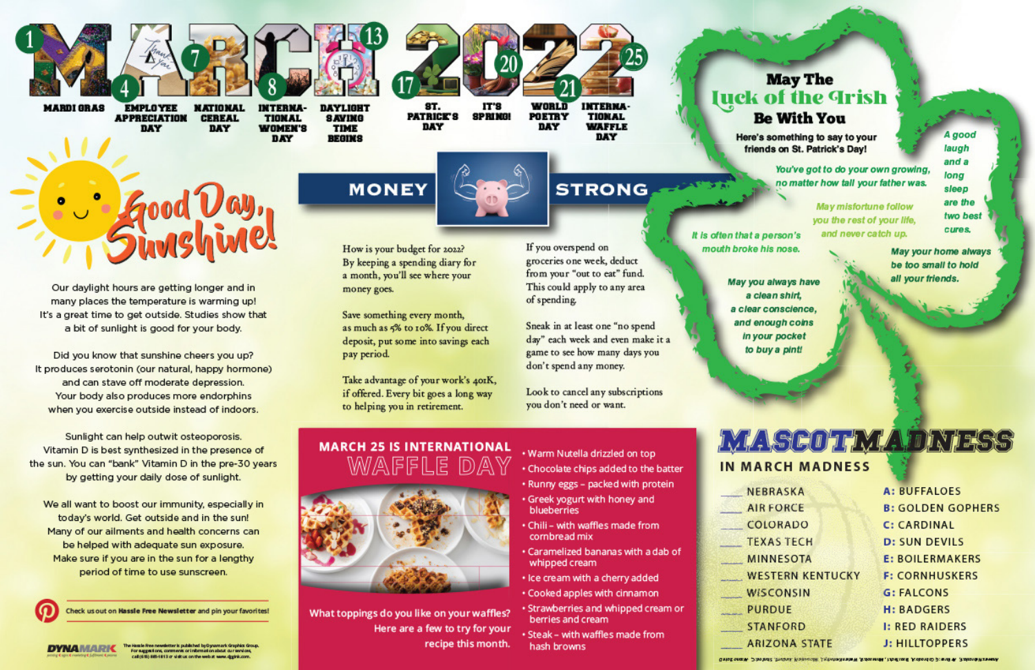# MARCH 2022

- 1 MARDI GRAS
- 4 EMPLOYEE APPRECIATION DAY
- 7 NATIONAL CEREAL DAY
- 8 INTERNATIONAL WOMEN'S DAY
- 13 DAYLIGHT SAVING TIME BEGINS
- 17 ST. PATRICK'S DAY
- 20 IT'S SPRING!
- 21 WORLD POETRY DAY
- 25 INTERNATIONAL WAFFLE DAY

## Good Day, Sunshine!

Our daylight hours are getting longer and in many places the temperature is warming up! It's a great time to get outside. Studies show that a bit of sunlight is good for your body.

Did you know that sunshine cheers you up? It produces serotonin (our natural, happy hormone) and can stave off moderate depression. Your body also produces more endorphins when you exercise outside instead of indoors.

Sunlight can help outwit osteoporosis. Vitamin D is best synthesized in the presence of the sun. You can "bank" Vitamin D in the pre-30 years by getting your daily dose of sunlight.

We all want to boost our immunity, especially in today's world. Get outside and in the sun! Many of our ailments and health concerns can be helped with adequate sun exposure. Make sure if you are in the sun for a lengthy period of time to use sunscreen.

Check us out on **Hassle Free Newsletter** and pin your favorites!

DYNAMARK — The Hassle Free newsletter is published by Dynamark Graphics Group. For suggestions, comments or information about our services, call (615) 885-1813 or visit us on the web at www.dggink.com.

## MONEY STRONG

How is your budget for 2022? By keeping a spending diary for a month, you'll see where your money goes.

Save something every month, as much as 5% to 10%. If you direct deposit, put some into savings each pay period.

Take advantage of your work's 401K, if offered. Every bit goes a long way to helping you in retirement.

If you overspend on groceries one week, deduct from your "out to eat" fund. This could apply to any area of spending.

Sneak in at least one "no spend day" each week and even make it a game to see how many days you don't spend any money.

Look to cancel any subscriptions you don't need or want.

## May The Luck of the Irish Be With You

Here's something to say to your friends on St. Patrick's Day!

*You've got to do your own growing, no matter how tall your father was.*

*A good laugh and a long sleep are the two best cures.*

*May misfortune follow you the rest of your life, and never catch up.*

*It is often that a person's mouth broke his nose.*

*May your home always be too small to hold all your friends.*

*May you always have a clean shirt, a clear conscience, and enough coins in your pocket to buy a pint!*

## MARCH 25 IS INTERNATIONAL WAFFLE DAY

What toppings do you like on your waffles? Here are a few to try for your recipe this month.

- Warm Nutella drizzled on top
- Chocolate chips added to the batter
- Runny eggs – packed with protein
- Greek yogurt with honey and blueberries
- Chili – with waffles made from cornbread mix
- Caramelized bananas with a dab of whipped cream
- Ice cream with a cherry added
- Cooked apples with cinnamon
- Strawberries and whipped cream or berries and cream
- Steak – with waffles made from hash browns

## MASCOT MADNESS

### IN MARCH MADNESS

| | |
|---|---|
| ___ NEBRASKA | A: BUFFALOES |
| ___ AIR FORCE | B: GOLDEN GOPHERS |
| ___ COLORADO | C: CARDINAL |
| ___ TEXAS TECH | D: SUN DEVILS |
| ___ MINNESOTA | E: BOILERMAKERS |
| ___ WESTERN KENTUCKY | F: CORNHUSKERS |
| ___ WISCONSIN | G: FALCONS |
| ___ PURDUE | H: BADGERS |
| ___ STANFORD | I: RED RAIDERS |
| ___ ARIZONA STATE | J: HILLTOPPERS |